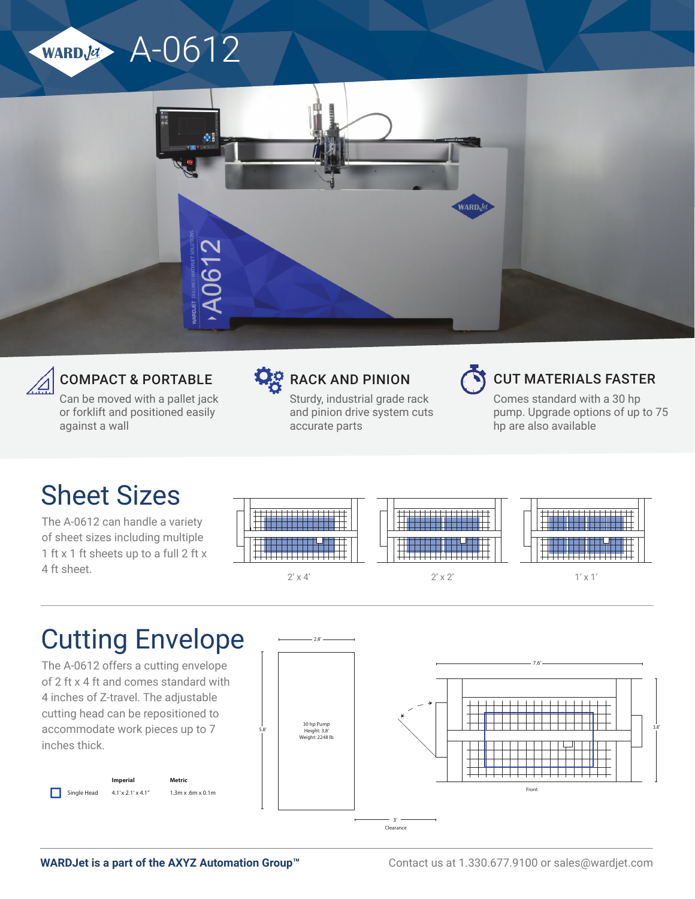# A-0612

### COMPACT & PORTABLE

Can be moved with a pallet jack or forklift and positioned easily against a wall

### RACK AND PINION

Sturdy, industrial grade rack and pinion drive system cuts accurate parts

### CUT MATERIALS FASTER

Comes standard with a 30 hp pump. Upgrade options of up to 75 hp are also available

## Sheet Sizes

The A-0612 can handle a variety of sheet sizes including multiple 1 ft x 1 ft sheets up to a full 2 ft x 4 ft sheet.

2' x 4'

2' x 2'

1' x 1'

## Cutting Envelope

The A-0612 offers a cutting envelope of 2 ft x 4 ft and comes standard with 4 inches of Z-travel. The adjustable cutting head can be repositioned to accommodate work pieces up to 7 inches thick.

| | Imperial | Metric |
|---|---|---|
| Single Head | 4.1' x 2.1' x 4.1" | 1.3m x .6m x 0.1m |

2.8'

5.8'

30 hp Pump
Height: 3.8'
Weight: 2248 lb

3'
Clearance

7.6'

3.8'

Front

**WARDJet is a part of the AXYZ Automation Group™**

Contact us at 1.330.677.9100 or sales@wardjet.com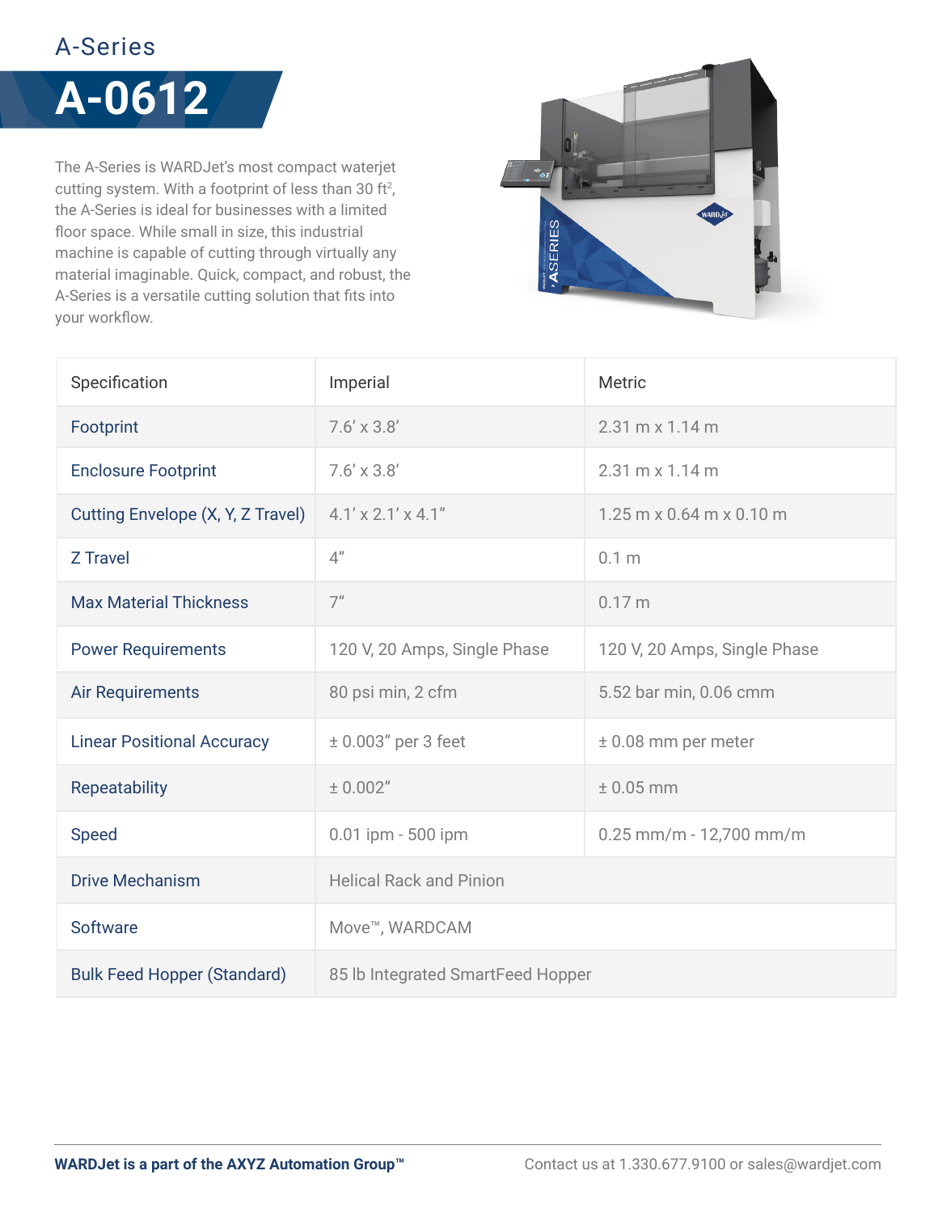A-Series

# A-0612

The A-Series is WARDJet's most compact waterjet cutting system. With a footprint of less than 30 ft$^2$, the A-Series is ideal for businesses with a limited floor space. While small in size, this industrial machine is capable of cutting through virtually any material imaginable. Quick, compact, and robust, the A-Series is a versatile cutting solution that fits into your workflow.

| Specification | Imperial | Metric |
|---|---|---|
| Footprint | 7.6' x 3.8' | 2.31 m x 1.14 m |
| Enclosure Footprint | 7.6' x 3.8' | 2.31 m x 1.14 m |
| Cutting Envelope (X, Y, Z Travel) | 4.1' x 2.1' x 4.1" | 1.25 m x 0.64 m x 0.10 m |
| Z Travel | 4" | 0.1 m |
| Max Material Thickness | 7" | 0.17 m |
| Power Requirements | 120 V, 20 Amps, Single Phase | 120 V, 20 Amps, Single Phase |
| Air Requirements | 80 psi min, 2 cfm | 5.52 bar min, 0.06 cmm |
| Linear Positional Accuracy | ± 0.003" per 3 feet | ± 0.08 mm per meter |
| Repeatability | ± 0.002" | ± 0.05 mm |
| Speed | 0.01 ipm - 500 ipm | 0.25 mm/m - 12,700 mm/m |
| Drive Mechanism | Helical Rack and Pinion | |
| Software | Move™, WARDCAM | |
| Bulk Feed Hopper (Standard) | 85 lb Integrated SmartFeed Hopper | |

**WARDJet is a part of the AXYZ Automation Group™**

Contact us at 1.330.677.9100 or sales@wardjet.com